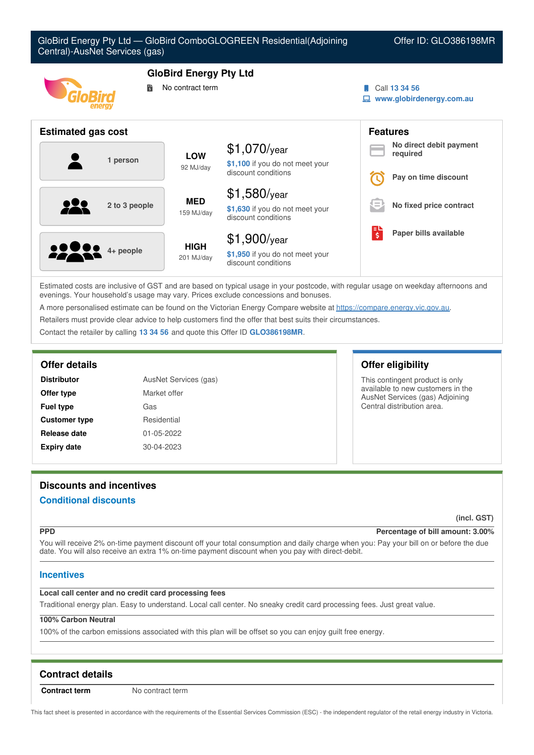GloBird Energy Pty Ltd — GloBird ComboGLOGREEN Residential(Adjoining Central)-AusNet Services (gas)

Offer ID: GLO386198MR

## GloBird Energy Pty Ltd

No contract term

Call 13 34 56

www.globirdenergy.com.au

## Estimated gas cost

| | | |
|---|---|---|
| 1 person | LOW 92 MJ/day | $1,070/year — $1,100 if you do not meet your discount conditions |
| 2 to 3 people | MED 159 MJ/day | $1,580/year — $1,630 if you do not meet your discount conditions |
| 4+ people | HIGH 201 MJ/day | $1,900/year — $1,950 if you do not meet your discount conditions |

## Features

- No direct debit payment required
- Pay on time discount
- No fixed price contract
- Paper bills available

Estimated costs are inclusive of GST and are based on typical usage in your postcode, with regular usage on weekday afternoons and evenings. Your household's usage may vary. Prices exclude concessions and bonuses.

A more personalised estimate can be found on the Victorian Energy Compare website at https://compare.energy.vic.gov.au.

Retailers must provide clear advice to help customers find the offer that best suits their circumstances.

Contact the retailer by calling 13 34 56 and quote this Offer ID GLO386198MR.

## Offer details

| | |
|---|---|
| **Distributor** | AusNet Services (gas) |
| **Offer type** | Market offer |
| **Fuel type** | Gas |
| **Customer type** | Residential |
| **Release date** | 01-05-2022 |
| **Expiry date** | 30-04-2023 |

## Offer eligibility

This contingent product is only available to new customers in the AusNet Services (gas) Adjoining Central distribution area.

## Discounts and incentives

### Conditional discounts

(incl. GST)

**PPD** — **Percentage of bill amount: 3.00%**

You will receive 2% on-time payment discount off your total consumption and daily charge when you: Pay your bill on or before the due date. You will also receive an extra 1% on-time payment discount when you pay with direct-debit.

### Incentives

**Local call center and no credit card processing fees**

Traditional energy plan. Easy to understand. Local call center. No sneaky credit card processing fees. Just great value.

**100% Carbon Neutral**

100% of the carbon emissions associated with this plan will be offset so you can enjoy guilt free energy.

## Contract details

| | |
|---|---|
| **Contract term** | No contract term |

This fact sheet is presented in accordance with the requirements of the Essential Services Commission (ESC) - the independent regulator of the retail energy industry in Victoria.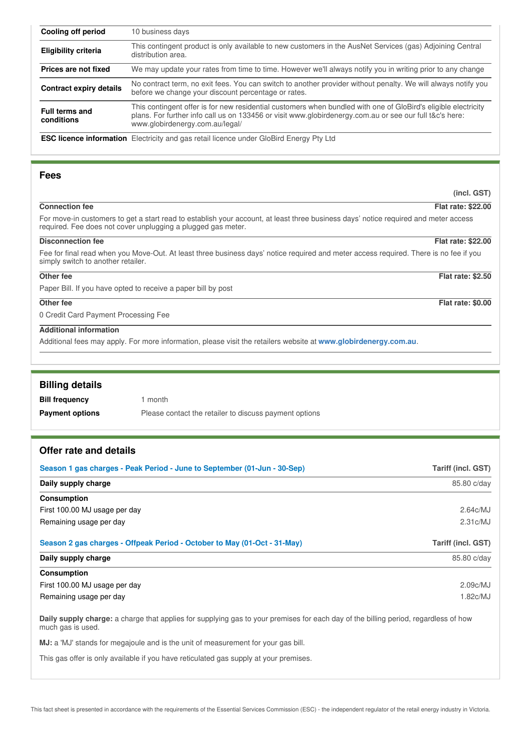| | |
|---|---|
| **Cooling off period** | 10 business days |
| **Eligibility criteria** | This contingent product is only available to new customers in the AusNet Services (gas) Adjoining Central distribution area. |
| **Prices are not fixed** | We may update your rates from time to time. However we'll always notify you in writing prior to any change |
| **Contract expiry details** | No contract term, no exit fees. You can switch to another provider without penalty. We will always notify you before we change your discount percentage or rates. |
| **Full terms and conditions** | This contingent offer is for new residential customers when bundled with one of GloBird's eligible electricity plans. For further info call us on 133456 or visit www.globirdenergy.com.au or see our full t&c's here: www.globirdenergy.com.au/legal/ |
| **ESC licence information** | Electricity and gas retail licence under GloBird Energy Pty Ltd |

## Fees

| | (incl. GST) |
|---|---|
| **Connection fee** | **Flat rate: $22.00** |

For move-in customers to get a start read to establish your account, at least three business days' notice required and meter access required. Fee does not cover unplugging a plugged gas meter.

| | |
|---|---|
| **Disconnection fee** | **Flat rate: $22.00** |

Fee for final read when you Move-Out. At least three business days' notice required and meter access required. There is no fee if you simply switch to another retailer.

| | |
|---|---|
| **Other fee** | **Flat rate: $2.50** |

Paper Bill. If you have opted to receive a paper bill by post

| | |
|---|---|
| **Other fee** | **Flat rate: $0.00** |

0 Credit Card Payment Processing Fee

**Additional information**

Additional fees may apply. For more information, please visit the retailers website at **www.globirdenergy.com.au**.

## Billing details

| | |
|---|---|
| **Bill frequency** | 1 month |
| **Payment options** | Please contact the retailer to discuss payment options |

## Offer rate and details

| Season 1 gas charges - Peak Period - June to September (01-Jun - 30-Sep) | Tariff (incl. GST) |
|---|---|
| **Daily supply charge** | 85.80 c/day |
| **Consumption** | |
| First 100.00 MJ usage per day | 2.64c/MJ |
| Remaining usage per day | 2.31c/MJ |

| Season 2 gas charges - Offpeak Period - October to May (01-Oct - 31-May) | Tariff (incl. GST) |
|---|---|
| **Daily supply charge** | 85.80 c/day |
| **Consumption** | |
| First 100.00 MJ usage per day | 2.09c/MJ |
| Remaining usage per day | 1.82c/MJ |

**Daily supply charge:** a charge that applies for supplying gas to your premises for each day of the billing period, regardless of how much gas is used.

**MJ:** a 'MJ' stands for megajoule and is the unit of measurement for your gas bill.

This gas offer is only available if you have reticulated gas supply at your premises.

This fact sheet is presented in accordance with the requirements of the Essential Services Commission (ESC) - the independent regulator of the retail energy industry in Victoria.